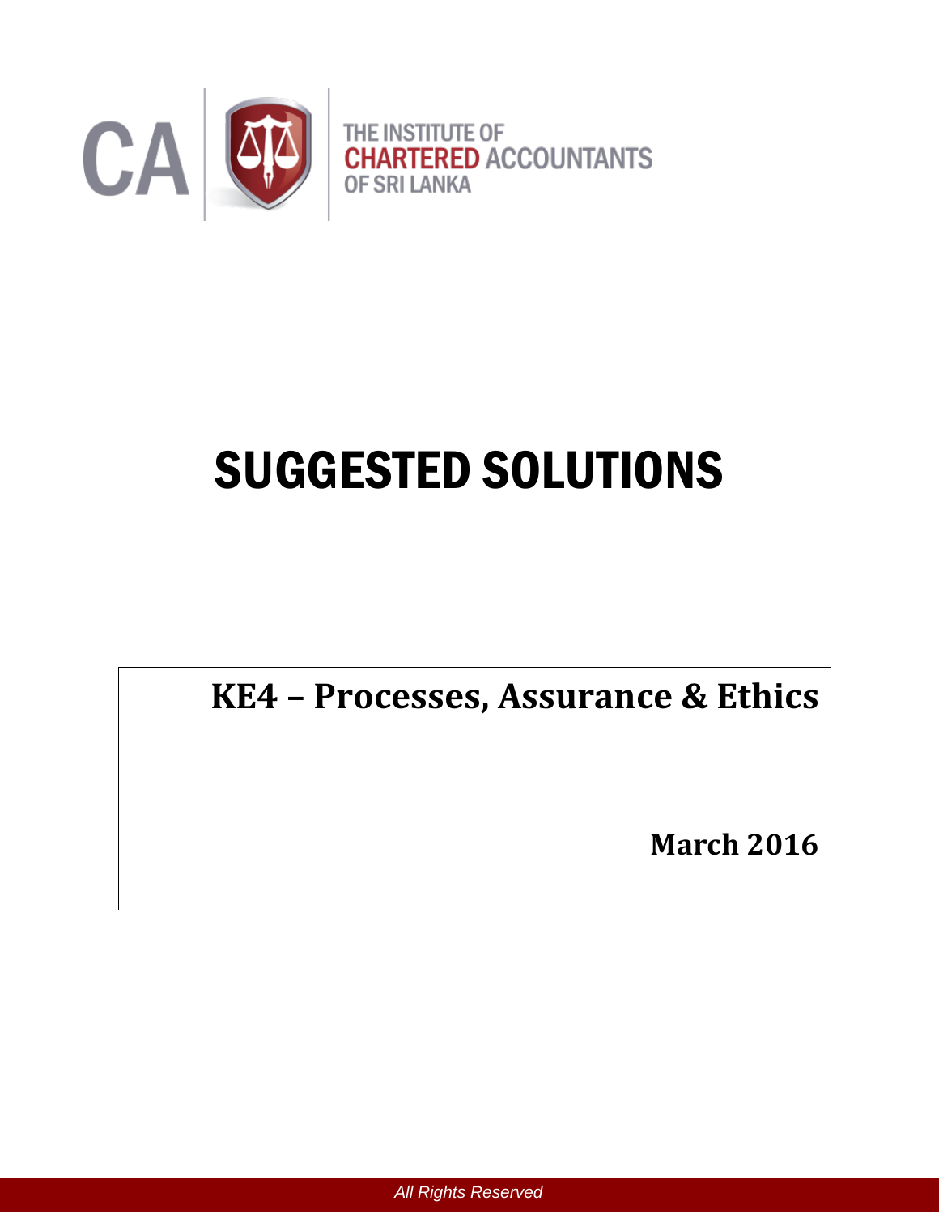CA | THE INSTITUTE OF CHARTERED ACCOUNTANTS OF SRI LANKA

# SUGGESTED SOLUTIONS

## KE4 – Processes, Assurance & Ethics

**March 2016**

*All Rights Reserved*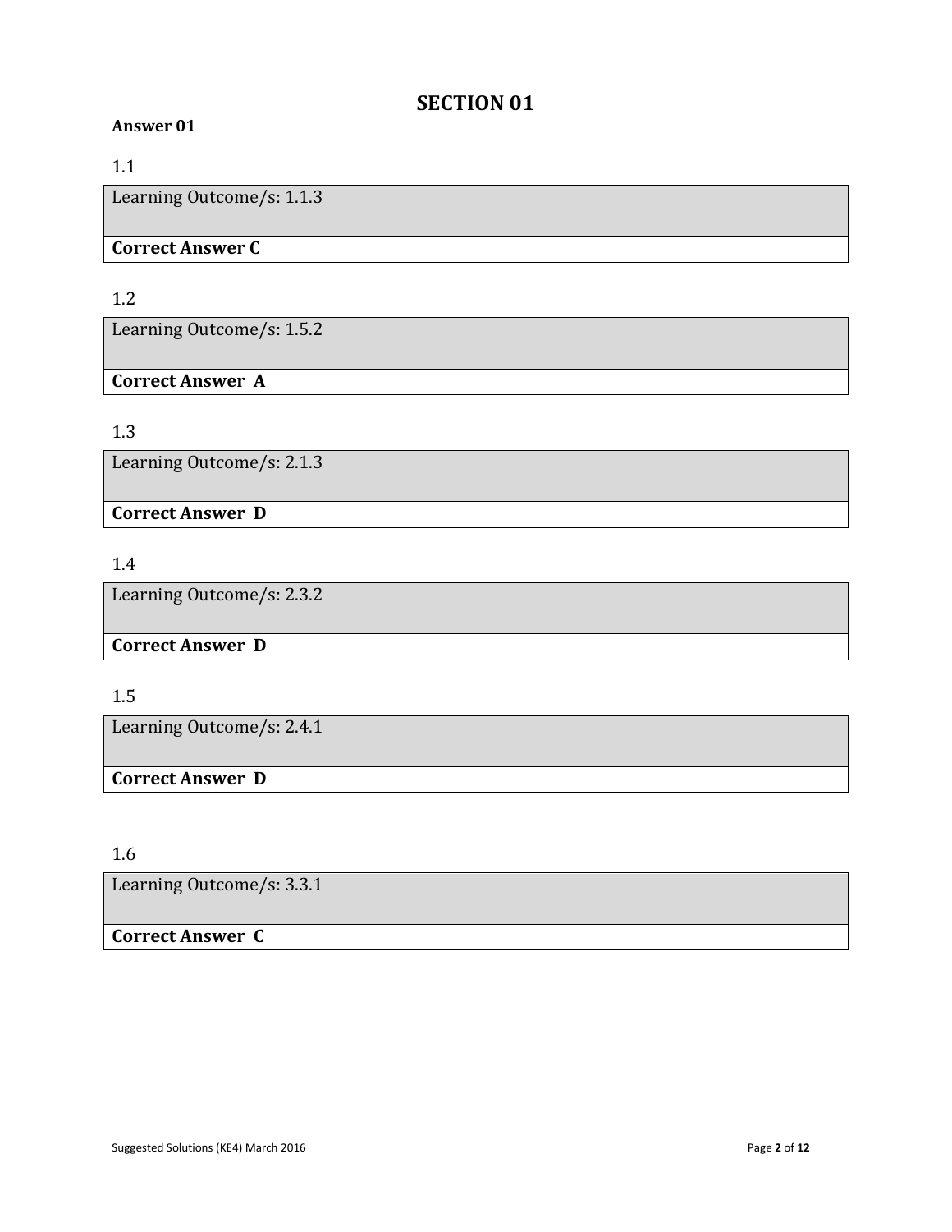# SECTION 01

**Answer 01**

1.1

| Learning Outcome/s: 1.1.3 |
|---|
| **Correct Answer C** |

1.2

| Learning Outcome/s: 1.5.2 |
|---|
| **Correct Answer A** |

1.3

| Learning Outcome/s: 2.1.3 |
|---|
| **Correct Answer D** |

1.4

| Learning Outcome/s: 2.3.2 |
|---|
| **Correct Answer D** |

1.5

| Learning Outcome/s: 2.4.1 |
|---|
| **Correct Answer D** |

1.6

| Learning Outcome/s: 3.3.1 |
|---|
| **Correct Answer C** |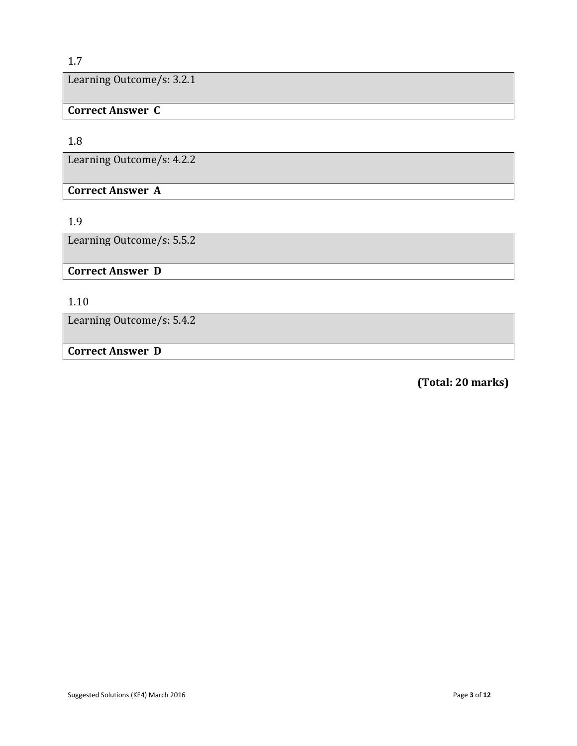1.7

| Learning Outcome/s: 3.2.1 |
| --- |
| **Correct Answer C** |

1.8

| Learning Outcome/s: 4.2.2 |
| --- |
| **Correct Answer A** |

1.9

| Learning Outcome/s: 5.5.2 |
| --- |
| **Correct Answer D** |

1.10

| Learning Outcome/s: 5.4.2 |
| --- |
| **Correct Answer D** |

**(Total: 20 marks)**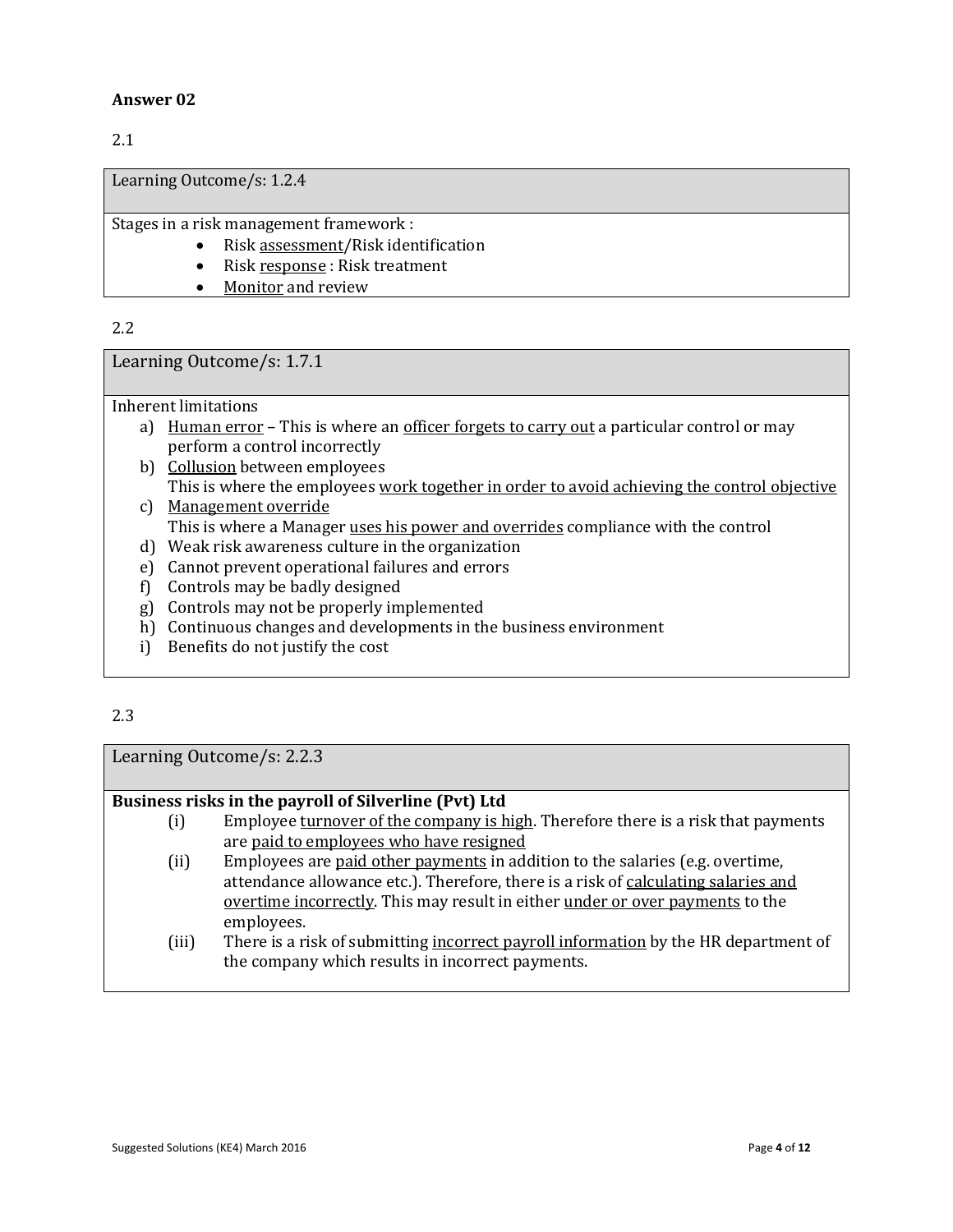**Answer 02**

2.1

| Learning Outcome/s: 1.2.4 |
|---|
| Stages in a risk management framework :<br>• Risk <u>assessment</u>/Risk identification<br>• Risk <u>response</u> : Risk treatment<br>• <u>Monitor</u> and review |

2.2

| Learning Outcome/s: 1.7.1 |
|---|
| Inherent limitations<br>a) <u>Human error</u> – This is where an <u>officer forgets to carry out</u> a particular control or may perform a control incorrectly<br>b) <u>Collusion</u> between employees<br>This is where the employees <u>work together in order to avoid achieving the control objective</u><br>c) <u>Management override</u><br>This is where a Manager <u>uses his power and overrides</u> compliance with the control<br>d) Weak risk awareness culture in the organization<br>e) Cannot prevent operational failures and errors<br>f) Controls may be badly designed<br>g) Controls may not be properly implemented<br>h) Continuous changes and developments in the business environment<br>i) Benefits do not justify the cost |

2.3

| Learning Outcome/s: 2.2.3 |
|---|
| **Business risks in the payroll of Silverline (Pvt) Ltd**<br>(i) Employee <u>turnover of the company is high</u>. Therefore there is a risk that payments are <u>paid to employees who have resigned</u><br>(ii) Employees are <u>paid other payments</u> in addition to the salaries (e.g. overtime, attendance allowance etc.). Therefore, there is a risk of <u>calculating salaries and overtime incorrectly</u>. This may result in either <u>under or over payments</u> to the employees.<br>(iii) There is a risk of submitting <u>incorrect payroll information</u> by the HR department of the company which results in incorrect payments. |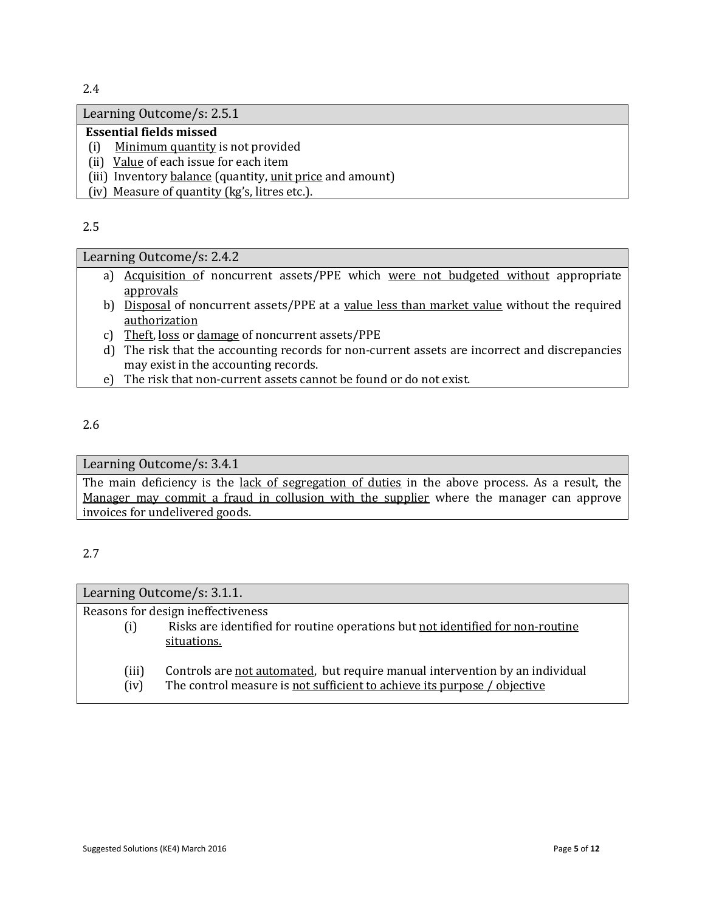2.4

| Learning Outcome/s: 2.5.1 |
|---|
| **Essential fields missed**<br>(i) <u>Minimum quantity</u> is not provided<br>(ii) <u>Value</u> of each issue for each item<br>(iii) Inventory <u>balance</u> (quantity, <u>unit price</u> and amount)<br>(iv) Measure of quantity (kg's, litres etc.). |

2.5

| Learning Outcome/s: 2.4.2 |
|---|
| a) <u>Acquisition o</u>f noncurrent assets/PPE which <u>were not budgeted without</u> appropriate <u>approvals</u><br>b) <u>Disposal</u> of noncurrent assets/PPE at a <u>value less than market value</u> without the required <u>authorization</u><br>c) <u>Theft</u>, <u>loss</u> or <u>damage</u> of noncurrent assets/PPE<br>d) The risk that the accounting records for non-current assets are incorrect and discrepancies may exist in the accounting records.<br>e) The risk that non-current assets cannot be found or do not exist. |

2.6

| Learning Outcome/s: 3.4.1 |
|---|
| The main deficiency is the <u>lack of segregation of duties</u> in the above process. As a result, the <u>Manager may commit a fraud in collusion with the supplier</u> where the manager can approve invoices for undelivered goods. |

2.7

| Learning Outcome/s: 3.1.1. |
|---|
| Reasons for design ineffectiveness<br>(i) Risks are identified for routine operations but <u>not identified for non-routine situations.</u><br><br>(iii) Controls are <u>not automated</u>, but require manual intervention by an individual<br>(iv) The control measure is <u>not sufficient to achieve its purpose / objective</u> |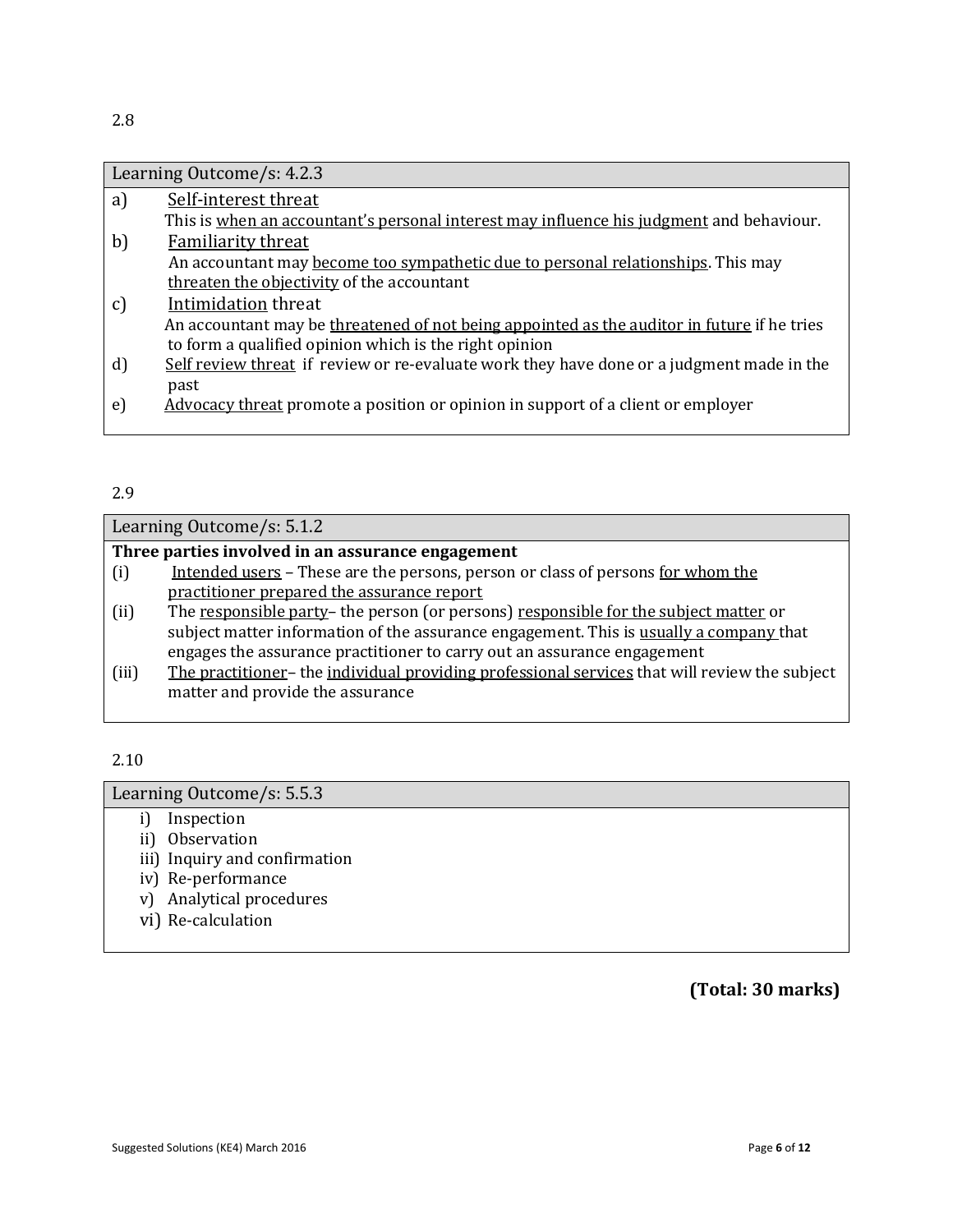2.8

| Learning Outcome/s: 4.2.3 |
|---|
| a) <u>Self-interest threat</u><br>This is <u>when an accountant's personal interest may influence his judgment</u> and behaviour.<br>b) <u>Familiarity threat</u><br>An accountant may <u>become too sympathetic due to personal relationships</u>. This may <u>threaten the objectivity</u> of the accountant<br>c) <u>Intimidation</u> threat<br>An accountant may be <u>threatened of not being appointed as the auditor in future</u> if he tries to form a qualified opinion which is the right opinion<br>d) <u>Self review threat</u> if review or re-evaluate work they have done or a judgment made in the past<br>e) <u>Advocacy threat</u> promote a position or opinion in support of a client or employer |

2.9

| Learning Outcome/s: 5.1.2 |
|---|
| **Three parties involved in an assurance engagement**<br>(i) <u>Intended users</u> – These are the persons, person or class of persons <u>for whom the practitioner prepared the assurance report</u><br>(ii) The <u>responsible party</u>– the person (or persons) <u>responsible for the subject matter</u> or subject matter information of the assurance engagement. This is <u>usually a company</u> that engages the assurance practitioner to carry out an assurance engagement<br>(iii) <u>The practitioner</u>– the <u>individual providing professional services</u> that will review the subject matter and provide the assurance |

2.10

| Learning Outcome/s: 5.5.3 |
|---|
| i) Inspection<br>ii) Observation<br>iii) Inquiry and confirmation<br>iv) Re-performance<br>v) Analytical procedures<br>vi) Re-calculation |

**(Total: 30 marks)**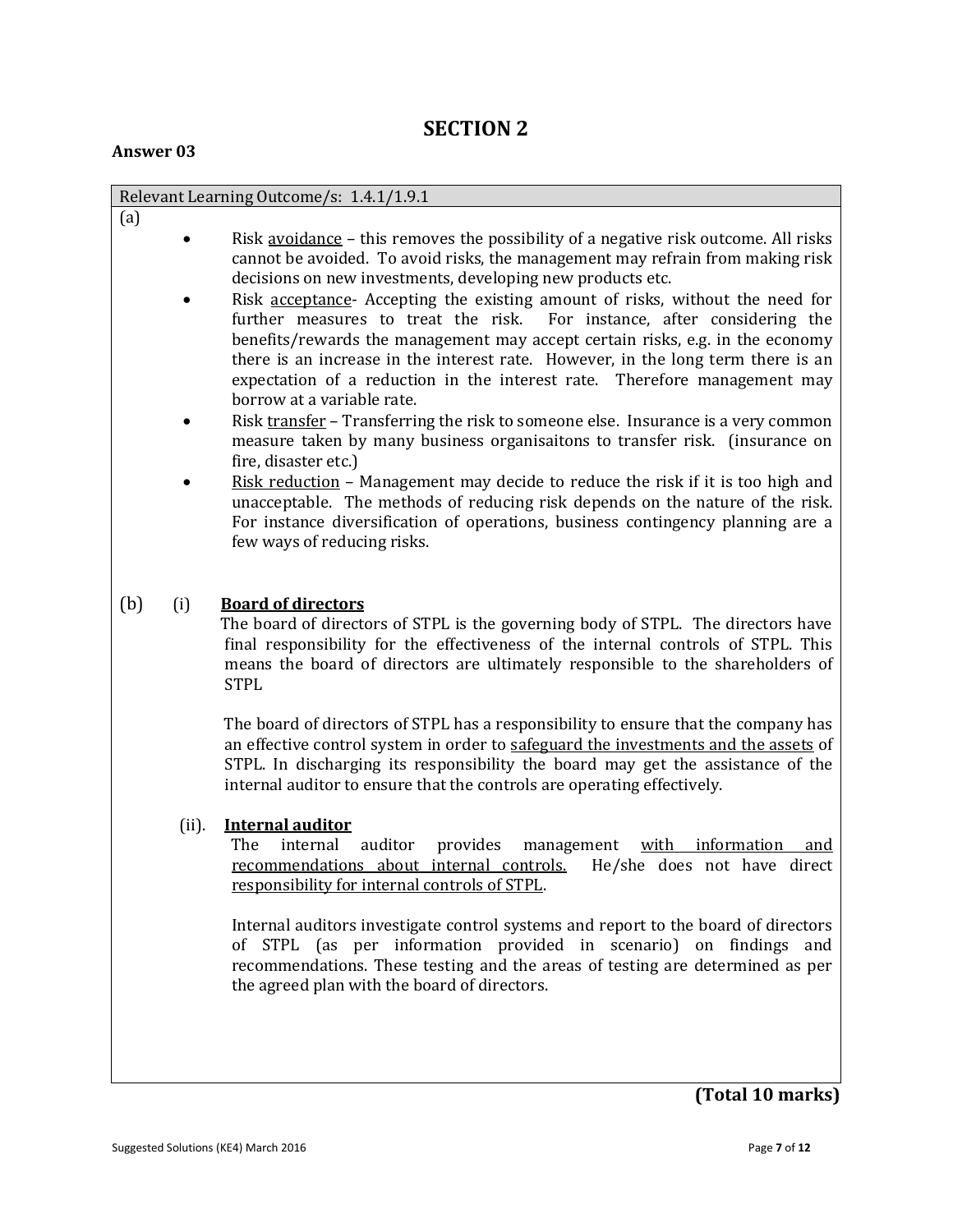# SECTION 2

**Answer 03**

Relevant Learning Outcome/s: 1.4.1/1.9.1

(a)

- Risk <u>avoidance</u> – this removes the possibility of a negative risk outcome. All risks cannot be avoided. To avoid risks, the management may refrain from making risk decisions on new investments, developing new products etc.
- Risk <u>acceptance</u>- Accepting the existing amount of risks, without the need for further measures to treat the risk. For instance, after considering the benefits/rewards the management may accept certain risks, e.g. in the economy there is an increase in the interest rate. However, in the long term there is an expectation of a reduction in the interest rate. Therefore management may borrow at a variable rate.
- Risk <u>transfer</u> – Transferring the risk to someone else. Insurance is a very common measure taken by many business organisaitons to transfer risk. (insurance on fire, disaster etc.)
- <u>Risk reduction</u> – Management may decide to reduce the risk if it is too high and unacceptable. The methods of reducing risk depends on the nature of the risk. For instance diversification of operations, business contingency planning are a few ways of reducing risks.

(b) (i) **<u>Board of directors</u>**

The board of directors of STPL is the governing body of STPL. The directors have final responsibility for the effectiveness of the internal controls of STPL. This means the board of directors are ultimately responsible to the shareholders of STPL

The board of directors of STPL has a responsibility to ensure that the company has an effective control system in order to <u>safeguard the investments and the assets</u> of STPL. In discharging its responsibility the board may get the assistance of the internal auditor to ensure that the controls are operating effectively.

(ii). **<u>Internal auditor</u>**

The internal auditor provides management <u>with information and recommendations about internal controls.</u> He/she does not have direct <u>responsibility for internal controls of STPL</u>.

Internal auditors investigate control systems and report to the board of directors of STPL (as per information provided in scenario) on findings and recommendations. These testing and the areas of testing are determined as per the agreed plan with the board of directors.

**(Total 10 marks)**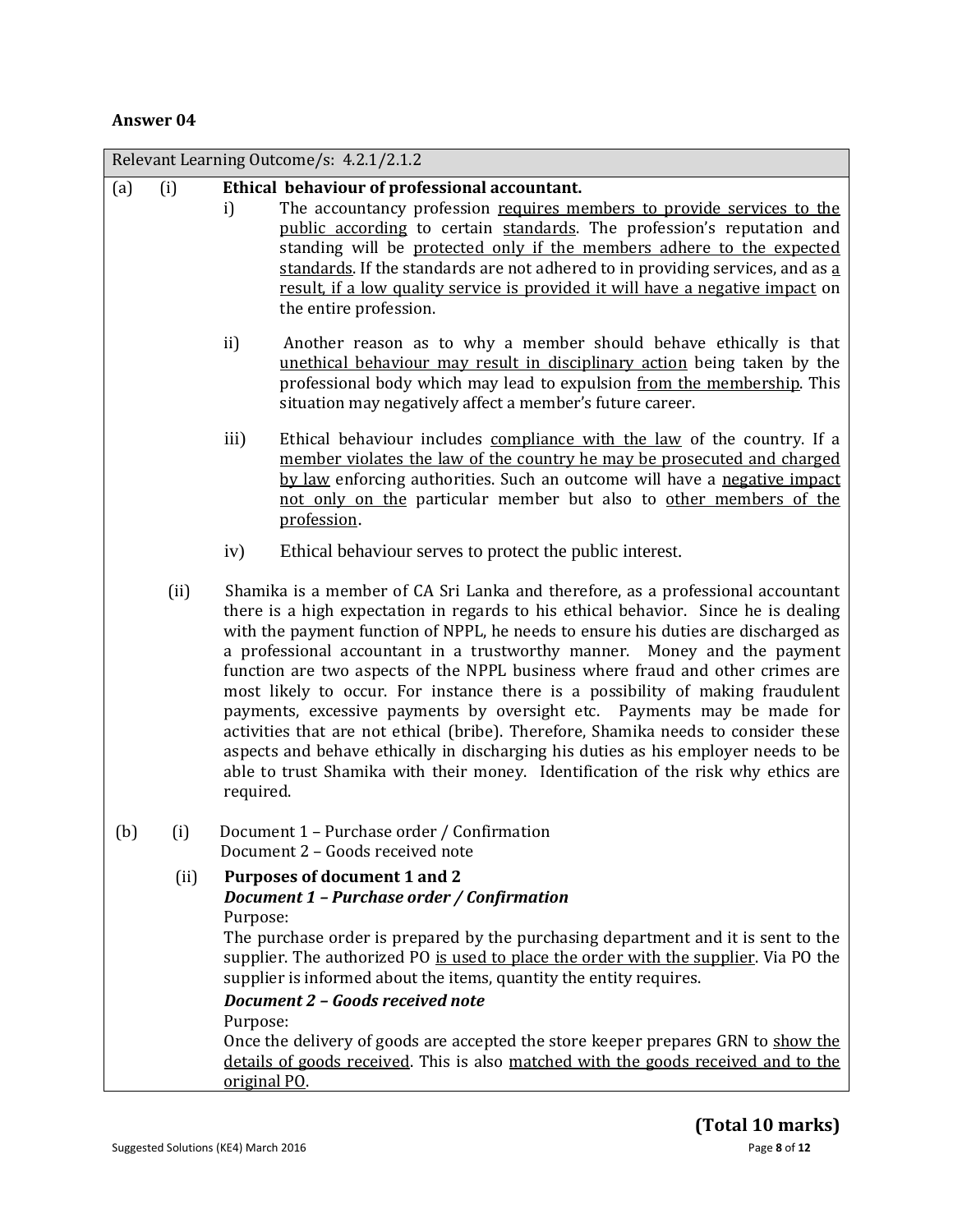**Answer 04**

Relevant Learning Outcome/s: 4.2.1/2.1.2

(a) (i) **Ethical behaviour of professional accountant.**

i) The accountancy profession requires members to provide services to the public according to certain standards. The profession's reputation and standing will be protected only if the members adhere to the expected standards. If the standards are not adhered to in providing services, and as a result, if a low quality service is provided it will have a negative impact on the entire profession.

ii) Another reason as to why a member should behave ethically is that unethical behaviour may result in disciplinary action being taken by the professional body which may lead to expulsion from the membership. This situation may negatively affect a member's future career.

iii) Ethical behaviour includes compliance with the law of the country. If a member violates the law of the country he may be prosecuted and charged by law enforcing authorities. Such an outcome will have a negative impact not only on the particular member but also to other members of the profession.

iv) Ethical behaviour serves to protect the public interest.

(ii) Shamika is a member of CA Sri Lanka and therefore, as a professional accountant there is a high expectation in regards to his ethical behavior. Since he is dealing with the payment function of NPPL, he needs to ensure his duties are discharged as a professional accountant in a trustworthy manner. Money and the payment function are two aspects of the NPPL business where fraud and other crimes are most likely to occur. For instance there is a possibility of making fraudulent payments, excessive payments by oversight etc. Payments may be made for activities that are not ethical (bribe). Therefore, Shamika needs to consider these aspects and behave ethically in discharging his duties as his employer needs to be able to trust Shamika with their money. Identification of the risk why ethics are required.

(b) (i) Document 1 – Purchase order / Confirmation
Document 2 – Goods received note

(ii) **Purposes of document 1 and 2**

***Document 1 – Purchase order / Confirmation***

Purpose:
The purchase order is prepared by the purchasing department and it is sent to the supplier. The authorized PO is used to place the order with the supplier. Via PO the supplier is informed about the items, quantity the entity requires.

***Document 2 – Goods received note***

Purpose:
Once the delivery of goods are accepted the store keeper prepares GRN to show the details of goods received. This is also matched with the goods received and to the original PO.

**(Total 10 marks)**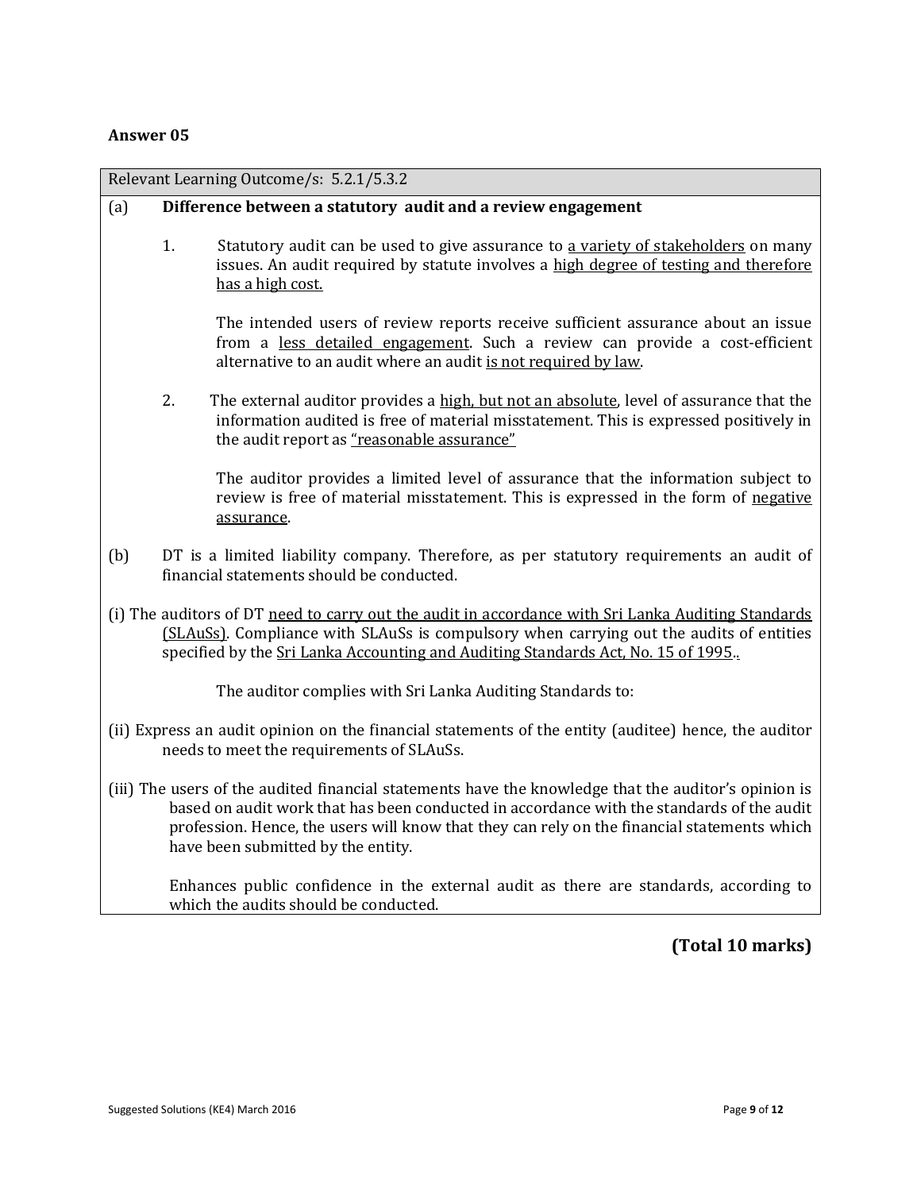**Answer 05**

Relevant Learning Outcome/s: 5.2.1/5.3.2

(a) **Difference between a statutory audit and a review engagement**

1. Statutory audit can be used to give assurance to <u>a variety of stakeholders</u> on many issues. An audit required by statute involves a <u>high degree of testing and therefore has a high cost.</u>

   The intended users of review reports receive sufficient assurance about an issue from a <u>less detailed engagement</u>. Such a review can provide a cost-efficient alternative to an audit where an audit <u>is not required by law</u>.

2. The external auditor provides a <u>high, but not an absolute</u>, level of assurance that the information audited is free of material misstatement. This is expressed positively in the audit report as <u>"reasonable assurance"</u>

   The auditor provides a limited level of assurance that the information subject to review is free of material misstatement. This is expressed in the form of <u>negative assurance</u>.

(b) DT is a limited liability company. Therefore, as per statutory requirements an audit of financial statements should be conducted.

(i) The auditors of DT <u>need to carry out the audit in accordance with Sri Lanka Auditing Standards (SLAuSs)</u>. Compliance with SLAuSs is compulsory when carrying out the audits of entities specified by the <u>Sri Lanka Accounting and Auditing Standards Act, No. 15 of 1995</u>..

The auditor complies with Sri Lanka Auditing Standards to:

(ii) Express an audit opinion on the financial statements of the entity (auditee) hence, the auditor needs to meet the requirements of SLAuSs.

(iii) The users of the audited financial statements have the knowledge that the auditor's opinion is based on audit work that has been conducted in accordance with the standards of the audit profession. Hence, the users will know that they can rely on the financial statements which have been submitted by the entity.

Enhances public confidence in the external audit as there are standards, according to which the audits should be conducted.

**(Total 10 marks)**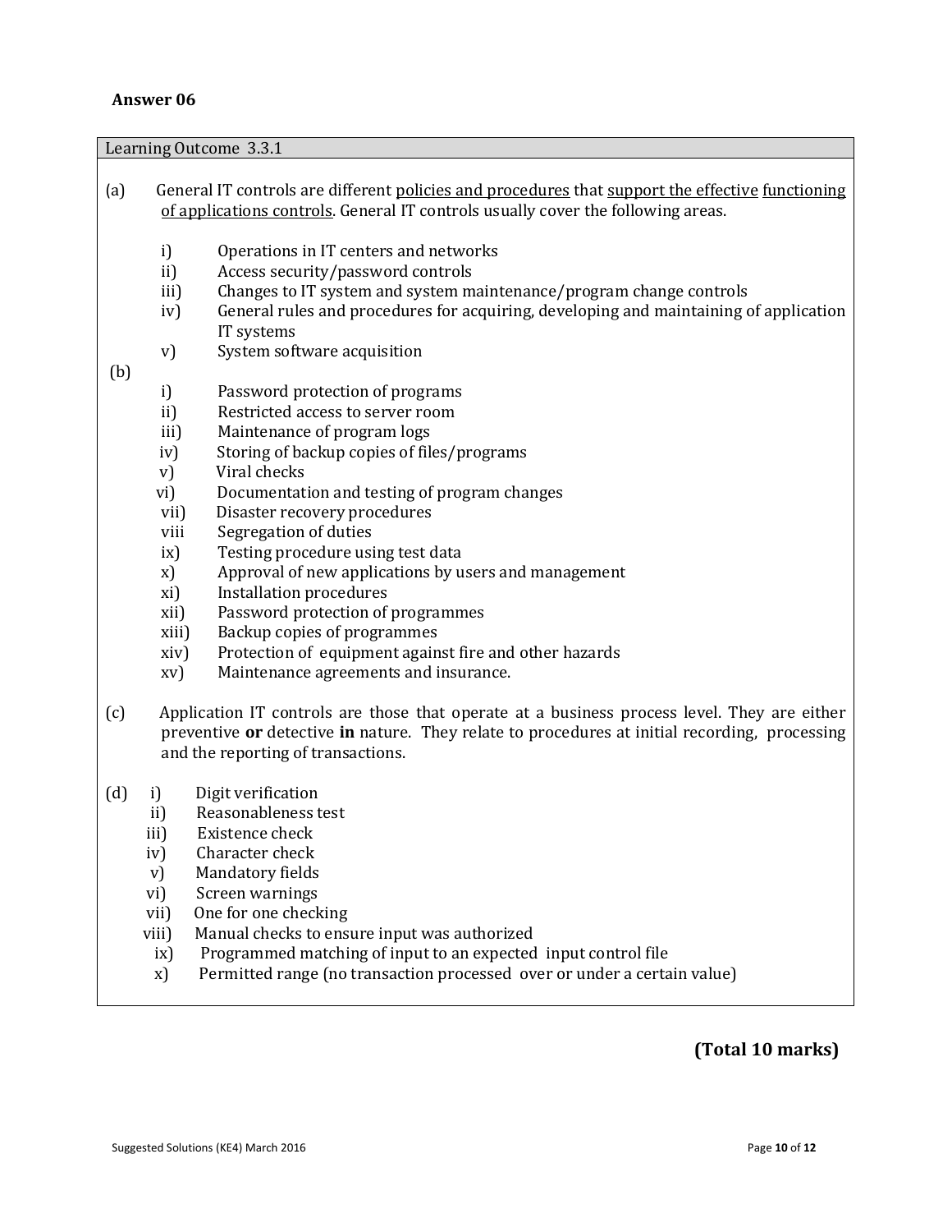**Answer 06**

Learning Outcome 3.3.1

(a) General IT controls are different policies and procedures that support the effective functioning of applications controls. General IT controls usually cover the following areas.

- i) Operations in IT centers and networks
- ii) Access security/password controls
- iii) Changes to IT system and system maintenance/program change controls
- iv) General rules and procedures for acquiring, developing and maintaining of application IT systems
- v) System software acquisition

(b)

- i) Password protection of programs
- ii) Restricted access to server room
- iii) Maintenance of program logs
- iv) Storing of backup copies of files/programs
- v) Viral checks
- vi) Documentation and testing of program changes
- vii) Disaster recovery procedures
- viii Segregation of duties
- ix) Testing procedure using test data
- x) Approval of new applications by users and management
- xi) Installation procedures
- xii) Password protection of programmes
- xiii) Backup copies of programmes
- xiv) Protection of equipment against fire and other hazards
- xv) Maintenance agreements and insurance.

(c) Application IT controls are those that operate at a business process level. They are either preventive **or** detective **in** nature. They relate to procedures at initial recording, processing and the reporting of transactions.

(d)

- i) Digit verification
- ii) Reasonableness test
- iii) Existence check
- iv) Character check
- v) Mandatory fields
- vi) Screen warnings
- vii) One for one checking
- viii) Manual checks to ensure input was authorized
- ix) Programmed matching of input to an expected input control file
- x) Permitted range (no transaction processed over or under a certain value)

**(Total 10 marks)**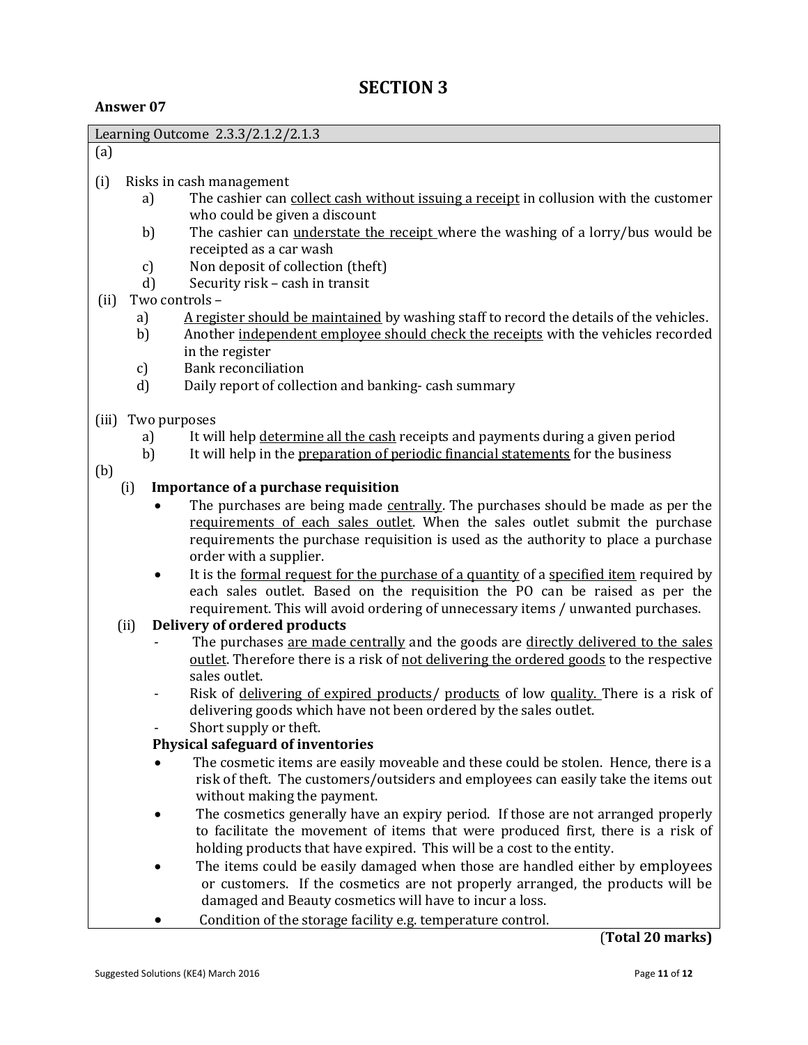# SECTION 3

**Answer 07**

Learning Outcome 2.3.3/2.1.2/2.1.3

(a)

(i) Risks in cash management

- a) The cashier can collect cash without issuing a receipt in collusion with the customer who could be given a discount
- b) The cashier can understate the receipt where the washing of a lorry/bus would be receipted as a car wash
- c) Non deposit of collection (theft)
- d) Security risk – cash in transit

(ii) Two controls –

- a) A register should be maintained by washing staff to record the details of the vehicles.
- b) Another independent employee should check the receipts with the vehicles recorded in the register
- c) Bank reconciliation
- d) Daily report of collection and banking- cash summary

(iii) Two purposes

- a) It will help determine all the cash receipts and payments during a given period
- b) It will help in the preparation of periodic financial statements for the business

(b)

(i) **Importance of a purchase requisition**

- The purchases are being made centrally. The purchases should be made as per the requirements of each sales outlet. When the sales outlet submit the purchase requirements the purchase requisition is used as the authority to place a purchase order with a supplier.
- It is the formal request for the purchase of a quantity of a specified item required by each sales outlet. Based on the requisition the PO can be raised as per the requirement. This will avoid ordering of unnecessary items / unwanted purchases.

(ii) **Delivery of ordered products**

- The purchases are made centrally and the goods are directly delivered to the sales outlet. Therefore there is a risk of not delivering the ordered goods to the respective sales outlet.
- Risk of delivering of expired products/ products of low quality. There is a risk of delivering goods which have not been ordered by the sales outlet.
- Short supply or theft.

**Physical safeguard of inventories**

- The cosmetic items are easily moveable and these could be stolen. Hence, there is a risk of theft. The customers/outsiders and employees can easily take the items out without making the payment.
- The cosmetics generally have an expiry period. If those are not arranged properly to facilitate the movement of items that were produced first, there is a risk of holding products that have expired. This will be a cost to the entity.
- The items could be easily damaged when those are handled either by employees or customers. If the cosmetics are not properly arranged, the products will be damaged and Beauty cosmetics will have to incur a loss.
- Condition of the storage facility e.g. temperature control.

(**Total 20 marks)**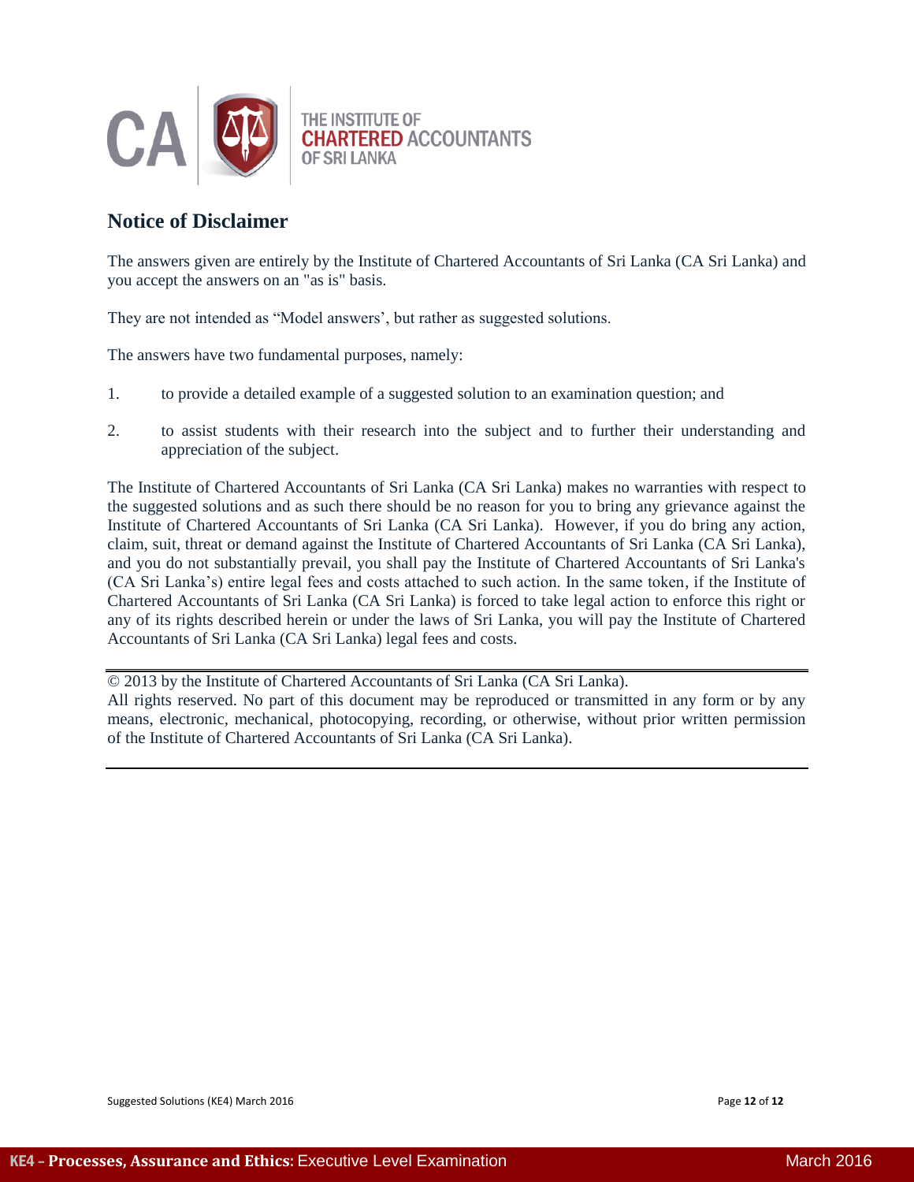CA | THE INSTITUTE OF CHARTERED ACCOUNTANTS OF SRI LANKA

## Notice of Disclaimer

The answers given are entirely by the Institute of Chartered Accountants of Sri Lanka (CA Sri Lanka) and you accept the answers on an "as is" basis.

They are not intended as "Model answers', but rather as suggested solutions.

The answers have two fundamental purposes, namely:

1. to provide a detailed example of a suggested solution to an examination question; and

2. to assist students with their research into the subject and to further their understanding and appreciation of the subject.

The Institute of Chartered Accountants of Sri Lanka (CA Sri Lanka) makes no warranties with respect to the suggested solutions and as such there should be no reason for you to bring any grievance against the Institute of Chartered Accountants of Sri Lanka (CA Sri Lanka). However, if you do bring any action, claim, suit, threat or demand against the Institute of Chartered Accountants of Sri Lanka (CA Sri Lanka), and you do not substantially prevail, you shall pay the Institute of Chartered Accountants of Sri Lanka's (CA Sri Lanka's) entire legal fees and costs attached to such action. In the same token, if the Institute of Chartered Accountants of Sri Lanka (CA Sri Lanka) is forced to take legal action to enforce this right or any of its rights described herein or under the laws of Sri Lanka, you will pay the Institute of Chartered Accountants of Sri Lanka (CA Sri Lanka) legal fees and costs.

---

© 2013 by the Institute of Chartered Accountants of Sri Lanka (CA Sri Lanka).
All rights reserved. No part of this document may be reproduced or transmitted in any form or by any means, electronic, mechanical, photocopying, recording, or otherwise, without prior written permission of the Institute of Chartered Accountants of Sri Lanka (CA Sri Lanka).

---